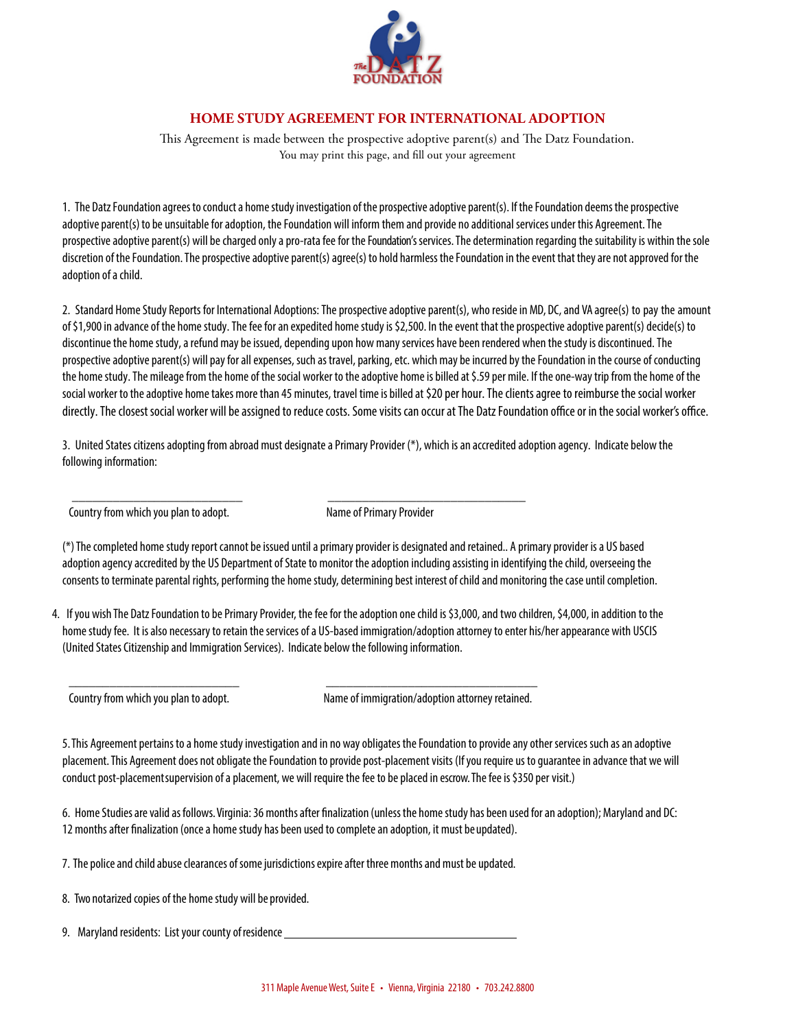The DATZ FOUNDATION

# HOME STUDY AGREEMENT FOR INTERNATIONAL ADOPTION

This Agreement is made between the prospective adoptive parent(s) and The Datz Foundation.
You may print this page, and fill out your agreement

1. The Datz Foundation agrees to conduct a home study investigation of the prospective adoptive parent(s). If the Foundation deems the prospective adoptive parent(s) to be unsuitable for adoption, the Foundation will inform them and provide no additional services under this Agreement. The prospective adoptive parent(s) will be charged only a pro-rata fee for the Foundation's services. The determination regarding the suitability is within the sole discretion of the Foundation. The prospective adoptive parent(s) agree(s) to hold harmless the Foundation in the event that they are not approved for the adoption of a child.

2. Standard Home Study Reports for International Adoptions: The prospective adoptive parent(s), who reside in MD, DC, and VA agree(s) to pay the amount of $1,900 in advance of the home study. The fee for an expedited home study is $2,500. In the event that the prospective adoptive parent(s) decide(s) to discontinue the home study, a refund may be issued, depending upon how many services have been rendered when the study is discontinued. The prospective adoptive parent(s) will pay for all expenses, such as travel, parking, etc. which may be incurred by the Foundation in the course of conducting the home study. The mileage from the home of the social worker to the adoptive home is billed at $.59 per mile. If the one-way trip from the home of the social worker to the adoptive home takes more than 45 minutes, travel time is billed at $20 per hour. The clients agree to reimburse the social worker directly. The closest social worker will be assigned to reduce costs. Some visits can occur at The Datz Foundation office or in the social worker's office.

3. United States citizens adopting from abroad must designate a Primary Provider (*), which is an accredited adoption agency. Indicate below the following information:

______________________________ Country from which you plan to adopt.

______________________________ Name of Primary Provider

(*) The completed home study report cannot be issued until a primary provider is designated and retained.. A primary provider is a US based adoption agency accredited by the US Department of State to monitor the adoption including assisting in identifying the child, overseeing the consents to terminate parental rights, performing the home study, determining best interest of child and monitoring the case until completion.

4. If you wish The Datz Foundation to be Primary Provider, the fee for the adoption one child is $3,000, and two children, $4,000, in addition to the home study fee. It is also necessary to retain the services of a US-based immigration/adoption attorney to enter his/her appearance with USCIS (United States Citizenship and Immigration Services). Indicate below the following information.

______________________________ Country from which you plan to adopt.

______________________________ Name of immigration/adoption attorney retained.

5. This Agreement pertains to a home study investigation and in no way obligates the Foundation to provide any other services such as an adoptive placement. This Agreement does not obligate the Foundation to provide post-placement visits (If you require us to guarantee in advance that we will conduct post-placement supervision of a placement, we will require the fee to be placed in escrow. The fee is $350 per visit.)

6. Home Studies are valid as follows. Virginia: 36 months after finalization (unless the home study has been used for an adoption); Maryland and DC: 12 months after finalization (once a home study has been used to complete an adoption, it must be updated).

7. The police and child abuse clearances of some jurisdictions expire after three months and must be updated.

8. Two notarized copies of the home study will be provided.

9. Maryland residents: List your county of residence ______________________________

311 Maple Avenue West, Suite E • Vienna, Virginia 22180 • 703.242.8800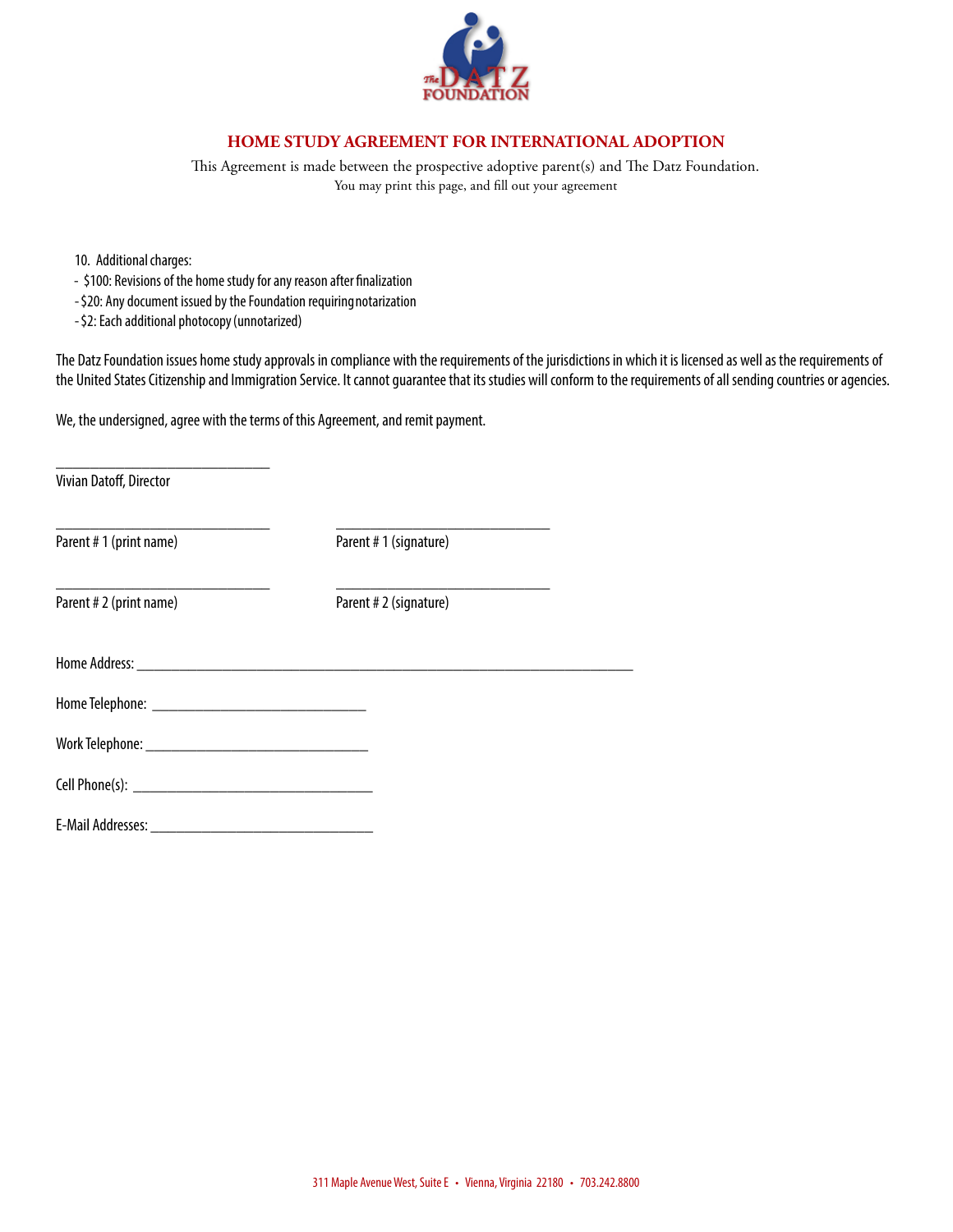# HOME STUDY AGREEMENT FOR INTERNATIONAL ADOPTION

This Agreement is made between the prospective adoptive parent(s) and The Datz Foundation.

You may print this page, and fill out your agreement

10. Additional charges:
- $100: Revisions of the home study for any reason after finalization
- $20: Any document issued by the Foundation requiring notarization
- $2: Each additional photocopy (unnotarized)

The Datz Foundation issues home study approvals in compliance with the requirements of the jurisdictions in which it is licensed as well as the requirements of the United States Citizenship and Immigration Service. It cannot guarantee that its studies will conform to the requirements of all sending countries or agencies.

We, the undersigned, agree with the terms of this Agreement, and remit payment.

______________________________
Vivian Datoff, Director

______________________________ ______________________________
Parent # 1 (print name) Parent # 1 (signature)

______________________________ ______________________________
Parent # 2 (print name) Parent # 2 (signature)

Home Address: ______________________________________________________________________

Home Telephone: ______________________________

Work Telephone: _______________________________

Cell Phone(s): _________________________________

E-Mail Addresses: _______________________________

311 Maple Avenue West, Suite E • Vienna, Virginia 22180 • 703.242.8800